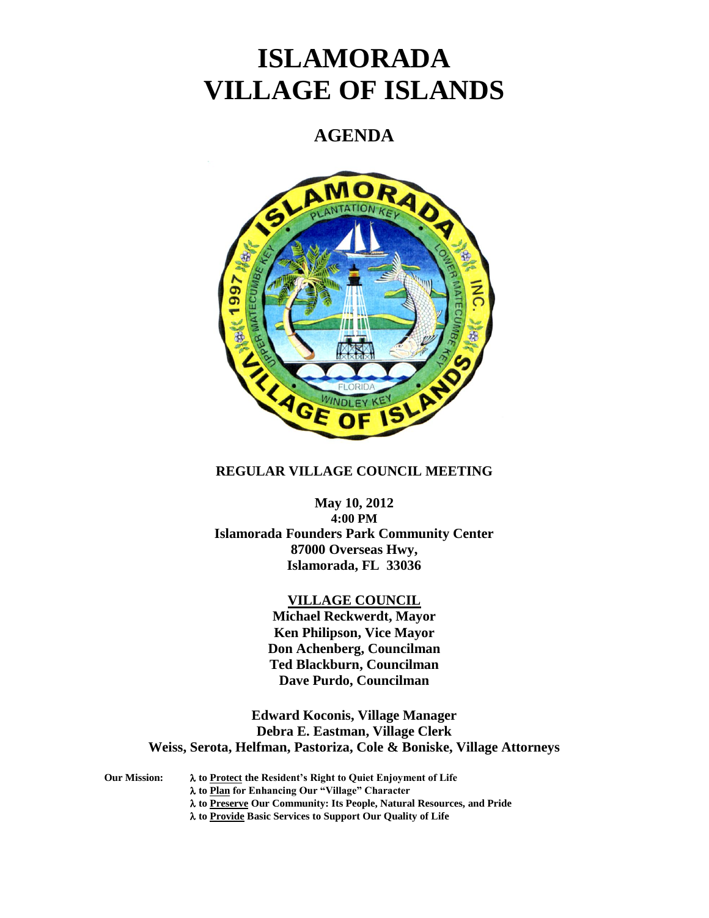# ISLAMORADA VILLAGE OF ISLANDS

## AGENDA

**REGULAR VILLAGE COUNCIL MEETING**

**May 10, 2012**
**4:00 PM**
**Islamorada Founders Park Community Center**
**87000 Overseas Hwy,**
**Islamorada, FL 33036**

**VILLAGE COUNCIL**
**Michael Reckwerdt, Mayor**
**Ken Philipson, Vice Mayor**
**Don Achenberg, Councilman**
**Ted Blackburn, Councilman**
**Dave Purdo, Councilman**

**Edward Koconis, Village Manager**
**Debra E. Eastman, Village Clerk**
**Weiss, Serota, Helfman, Pastoriza, Cole & Boniske, Village Attorneys**

**Our Mission:**
- **λ to Protect the Resident's Right to Quiet Enjoyment of Life**
- **λ to Plan for Enhancing Our "Village" Character**
- **λ to Preserve Our Community: Its People, Natural Resources, and Pride**
- **λ to Provide Basic Services to Support Our Quality of Life**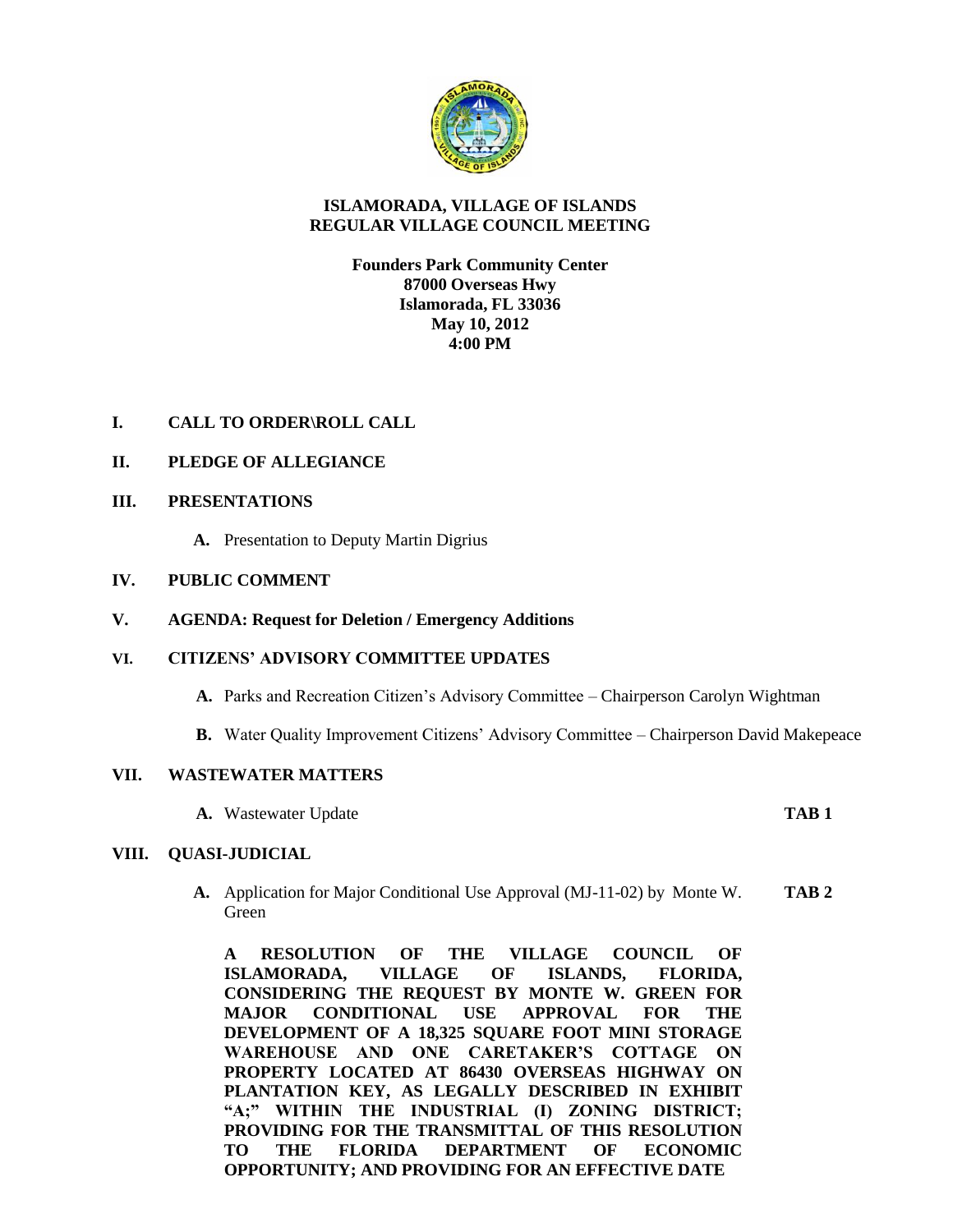**ISLAMORADA, VILLAGE OF ISLANDS**
**REGULAR VILLAGE COUNCIL MEETING**

**Founders Park Community Center**
**87000 Overseas Hwy**
**Islamorada, FL 33036**
**May 10, 2012**
**4:00 PM**

## I. CALL TO ORDER\ROLL CALL

## II. PLEDGE OF ALLEGIANCE

## III. PRESENTATIONS

**A.** Presentation to Deputy Martin Digrius

## IV. PUBLIC COMMENT

## V. AGENDA: Request for Deletion / Emergency Additions

## VI. CITIZENS' ADVISORY COMMITTEE UPDATES

**A.** Parks and Recreation Citizen's Advisory Committee – Chairperson Carolyn Wightman

**B.** Water Quality Improvement Citizens' Advisory Committee – Chairperson David Makepeace

## VII. WASTEWATER MATTERS

**A.** Wastewater Update **TAB 1**

## VIII. QUASI-JUDICIAL

**A.** Application for Major Conditional Use Approval (MJ-11-02) by Monte W. Green **TAB 2**

**A RESOLUTION OF THE VILLAGE COUNCIL OF ISLAMORADA, VILLAGE OF ISLANDS, FLORIDA, CONSIDERING THE REQUEST BY MONTE W. GREEN FOR MAJOR CONDITIONAL USE APPROVAL FOR THE DEVELOPMENT OF A 18,325 SQUARE FOOT MINI STORAGE WAREHOUSE AND ONE CARETAKER'S COTTAGE ON PROPERTY LOCATED AT 86430 OVERSEAS HIGHWAY ON PLANTATION KEY, AS LEGALLY DESCRIBED IN EXHIBIT "A;" WITHIN THE INDUSTRIAL (I) ZONING DISTRICT; PROVIDING FOR THE TRANSMITTAL OF THIS RESOLUTION TO THE FLORIDA DEPARTMENT OF ECONOMIC OPPORTUNITY; AND PROVIDING FOR AN EFFECTIVE DATE**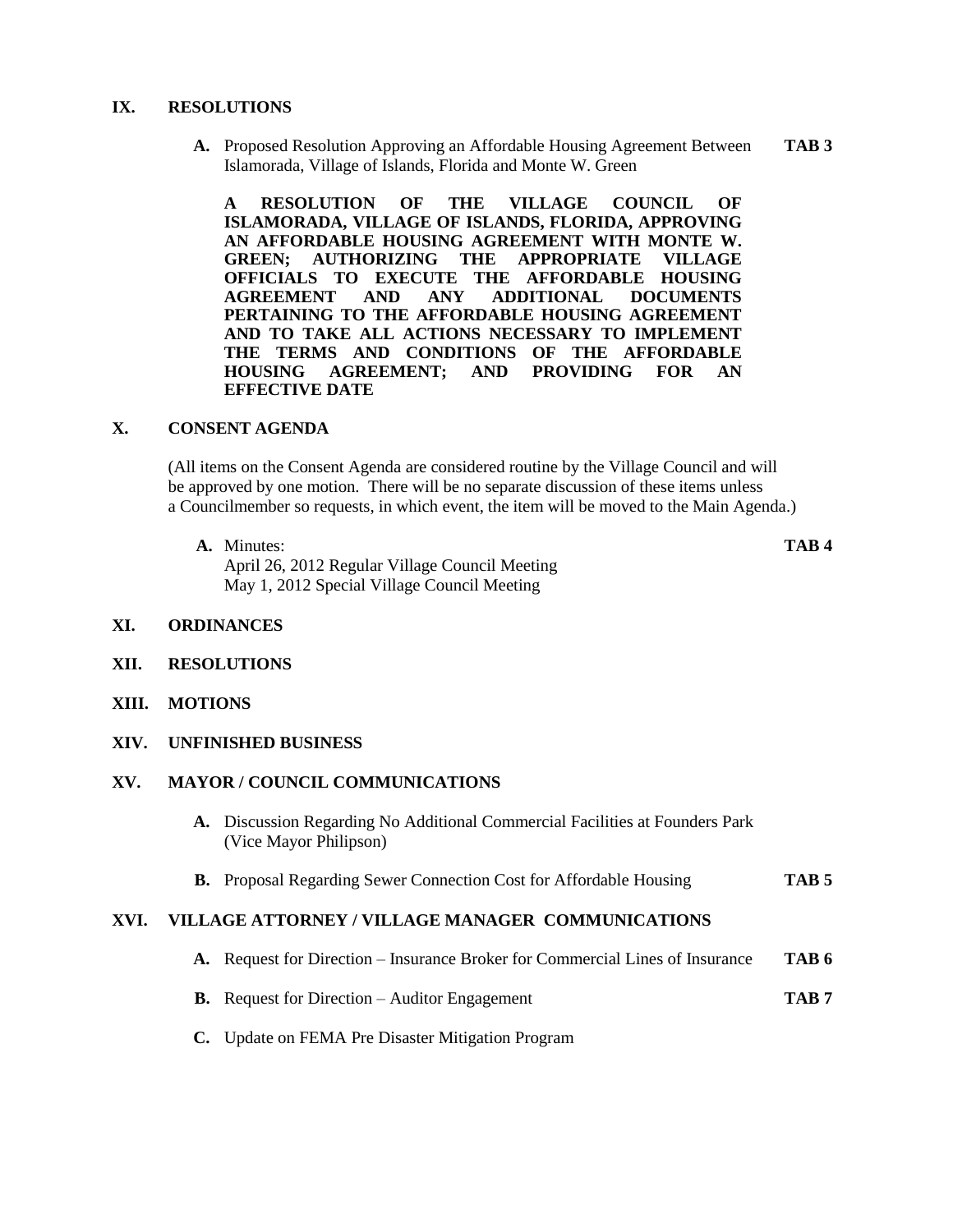## IX. RESOLUTIONS

**A.** Proposed Resolution Approving an Affordable Housing Agreement Between Islamorada, Village of Islands, Florida and Monte W. Green **TAB 3**

**A RESOLUTION OF THE VILLAGE COUNCIL OF ISLAMORADA, VILLAGE OF ISLANDS, FLORIDA, APPROVING AN AFFORDABLE HOUSING AGREEMENT WITH MONTE W. GREEN; AUTHORIZING THE APPROPRIATE VILLAGE OFFICIALS TO EXECUTE THE AFFORDABLE HOUSING AGREEMENT AND ANY ADDITIONAL DOCUMENTS PERTAINING TO THE AFFORDABLE HOUSING AGREEMENT AND TO TAKE ALL ACTIONS NECESSARY TO IMPLEMENT THE TERMS AND CONDITIONS OF THE AFFORDABLE HOUSING AGREEMENT; AND PROVIDING FOR AN EFFECTIVE DATE**

## X. CONSENT AGENDA

(All items on the Consent Agenda are considered routine by the Village Council and will be approved by one motion. There will be no separate discussion of these items unless a Councilmember so requests, in which event, the item will be moved to the Main Agenda.)

**A.** Minutes: **TAB 4**
April 26, 2012 Regular Village Council Meeting
May 1, 2012 Special Village Council Meeting

## XI. ORDINANCES

## XII. RESOLUTIONS

## XIII. MOTIONS

## XIV. UNFINISHED BUSINESS

## XV. MAYOR / COUNCIL COMMUNICATIONS

**A.** Discussion Regarding No Additional Commercial Facilities at Founders Park (Vice Mayor Philipson)

**B.** Proposal Regarding Sewer Connection Cost for Affordable Housing **TAB 5**

## XVI. VILLAGE ATTORNEY / VILLAGE MANAGER COMMUNICATIONS

**A.** Request for Direction – Insurance Broker for Commercial Lines of Insurance **TAB 6**

**B.** Request for Direction – Auditor Engagement **TAB 7**

**C.** Update on FEMA Pre Disaster Mitigation Program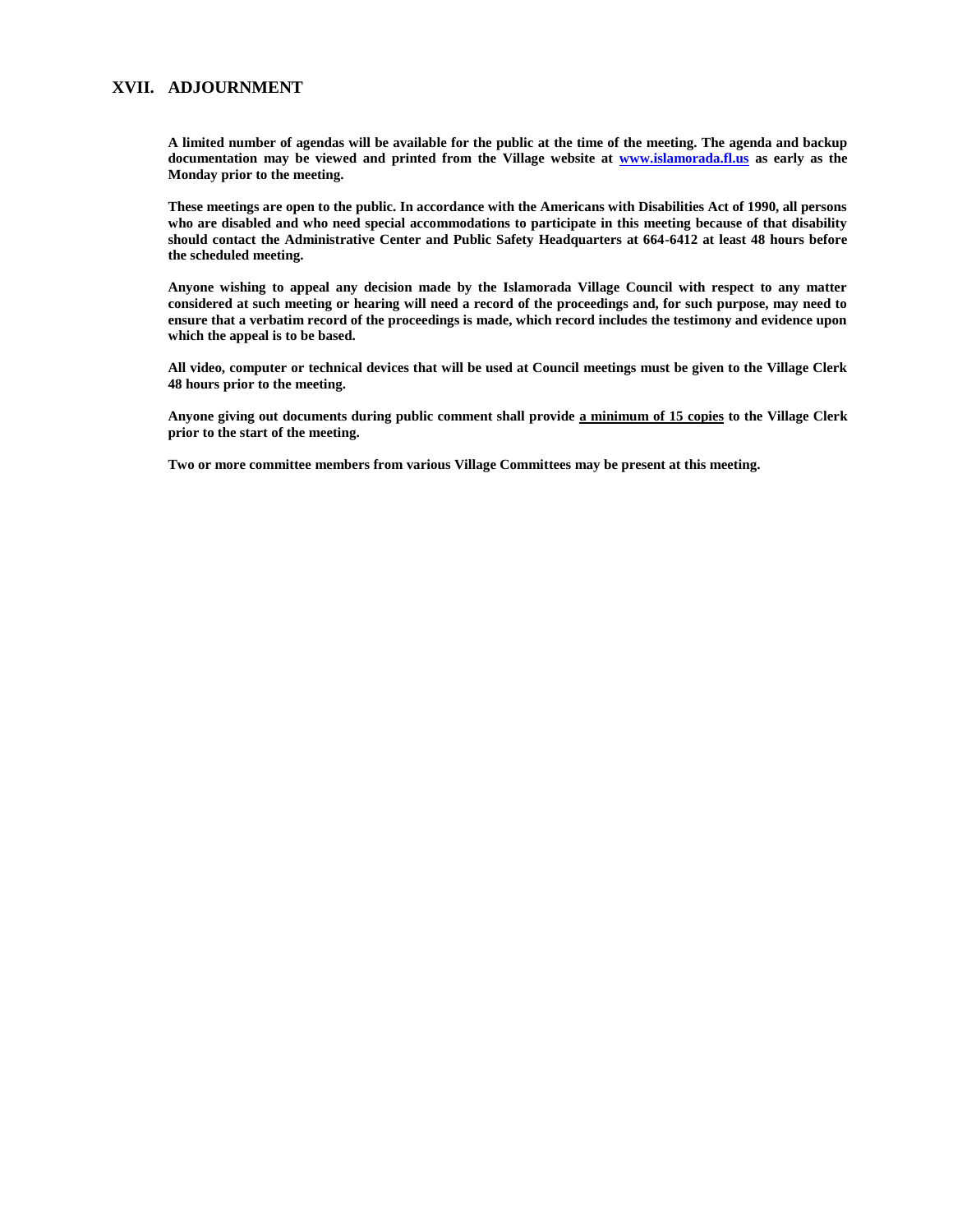## XVII. ADJOURNMENT

**A limited number of agendas will be available for the public at the time of the meeting. The agenda and backup documentation may be viewed and printed from the Village website at [www.islamorada.fl.us](http://www.islamorada.fl.us) as early as the Monday prior to the meeting.**

**These meetings are open to the public. In accordance with the Americans with Disabilities Act of 1990, all persons who are disabled and who need special accommodations to participate in this meeting because of that disability should contact the Administrative Center and Public Safety Headquarters at 664-6412 at least 48 hours before the scheduled meeting.**

**Anyone wishing to appeal any decision made by the Islamorada Village Council with respect to any matter considered at such meeting or hearing will need a record of the proceedings and, for such purpose, may need to ensure that a verbatim record of the proceedings is made, which record includes the testimony and evidence upon which the appeal is to be based.**

**All video, computer or technical devices that will be used at Council meetings must be given to the Village Clerk 48 hours prior to the meeting.**

**Anyone giving out documents during public comment shall provide a minimum of 15 copies to the Village Clerk prior to the start of the meeting.**

**Two or more committee members from various Village Committees may be present at this meeting.**